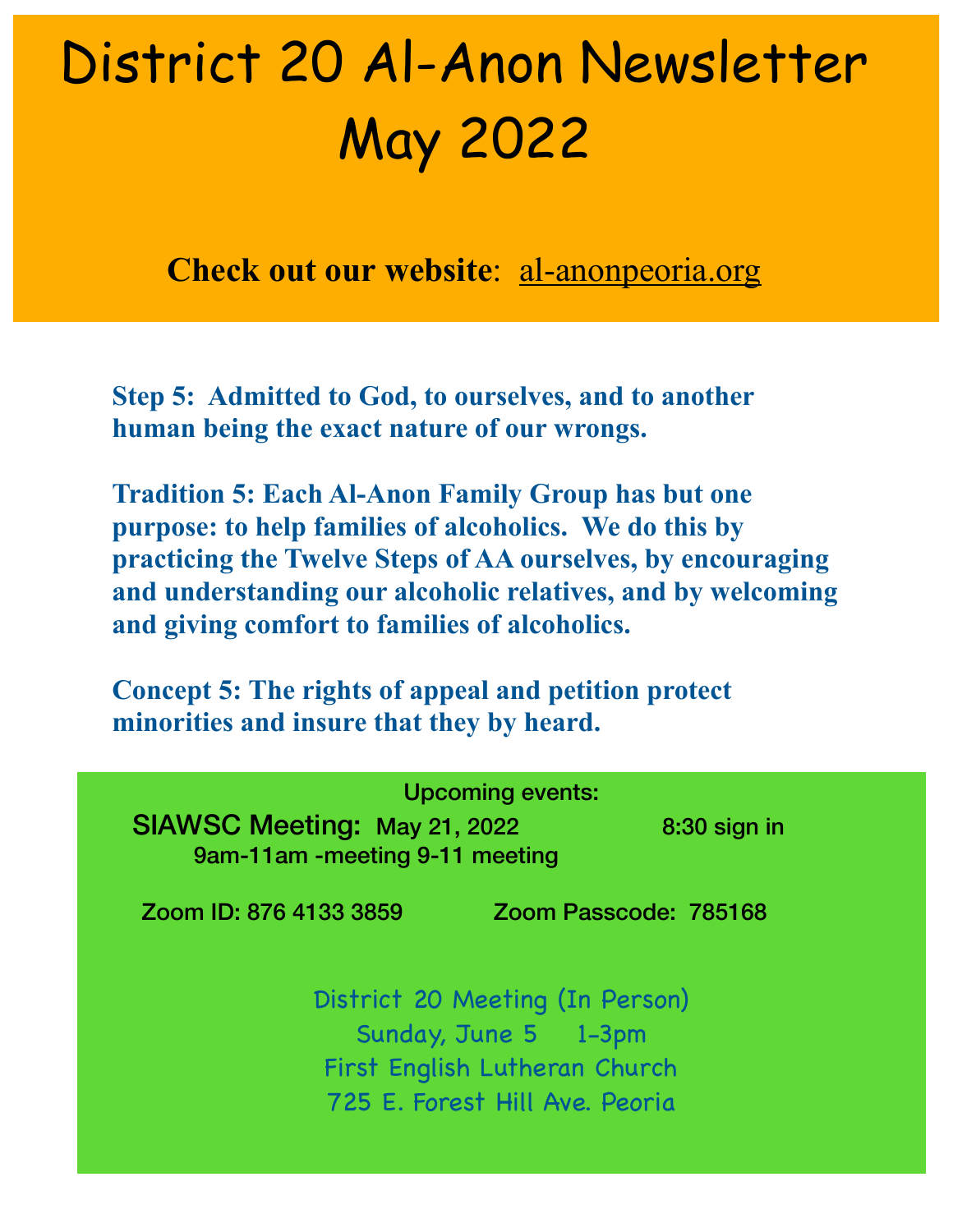# District 20 Al-Anon Newsletter May 2022

**Check out our website**: al-anonpeoria.org

**Step 5: Admitted to God, to ourselves, and to another human being the exact nature of our wrongs.**

**Tradition 5: Each Al-Anon Family Group has but one purpose: to help families of alcoholics. We do this by practicing the Twelve Steps of AA ourselves, by encouraging and understanding our alcoholic relatives, and by welcoming and giving comfort to families of alcoholics.**

**Concept 5: The rights of appeal and petition protect minorities and insure that they by heard.**

Upcoming events:

**SIAWSC Meeting:** May 21, 2022 8:30 sign in 9am-11am -meeting 9-11 meeting

Zoom ID: 876 4133 3859 Zoom Passcode: 785168

District 20 Meeting (In Person)
Sunday, June 5 1-3pm
First English Lutheran Church
725 E. Forest Hill Ave. Peoria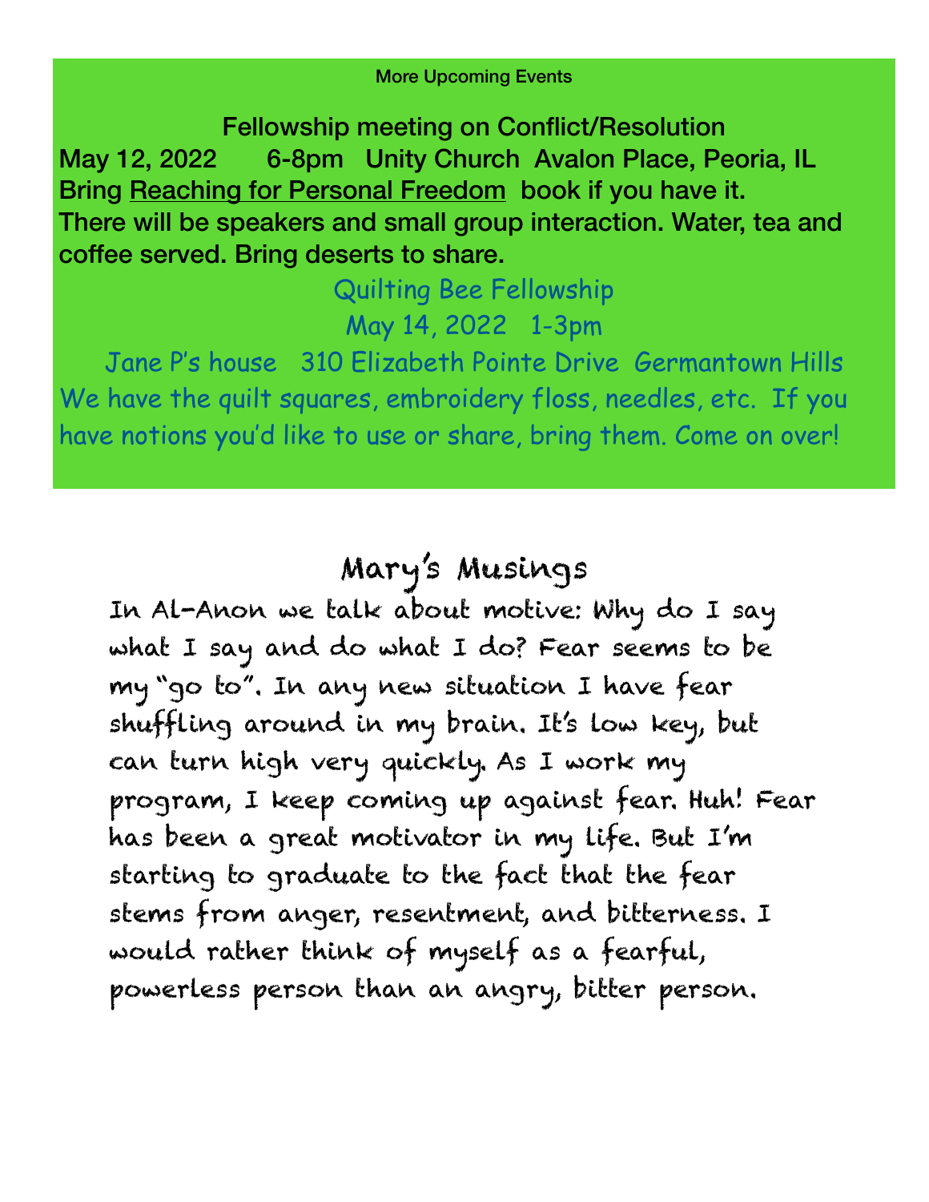More Upcoming Events

**Fellowship meeting on Conflict/Resolution**

**May 12, 2022 6-8pm Unity Church Avalon Place, Peoria, IL**

**Bring Reaching for Personal Freedom book if you have it.**

**There will be speakers and small group interaction. Water, tea and coffee served. Bring deserts to share.**

Quilting Bee Fellowship

May 14, 2022 1-3pm

Jane P's house 310 Elizabeth Pointe Drive Germantown Hills

We have the quilt squares, embroidery floss, needles, etc. If you have notions you'd like to use or share, bring them. Come on over!

## Mary's Musings

In Al-Anon we talk about motive: Why do I say what I say and do what I do? Fear seems to be my "go to". In any new situation I have fear shuffling around in my brain. It's low key, but can turn high very quickly. As I work my program, I keep coming up against fear. Huh! Fear has been a great motivator in my life. But I'm starting to graduate to the fact that the fear stems from anger, resentment, and bitterness. I would rather think of myself as a fearful, powerless person than an angry, bitter person.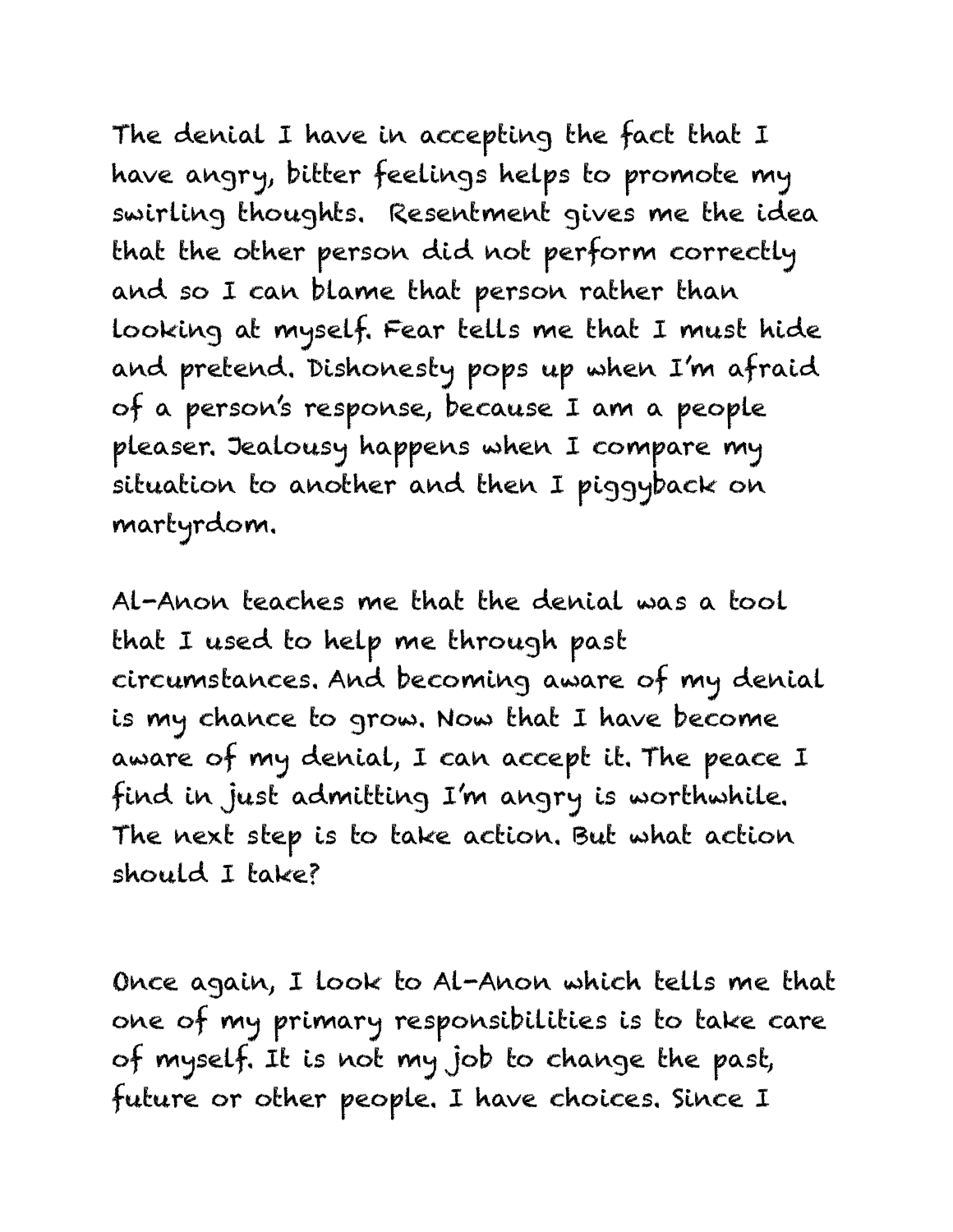The denial I have in accepting the fact that I have angry, bitter feelings helps to promote my swirling thoughts. Resentment gives me the idea that the other person did not perform correctly and so I can blame that person rather than looking at myself. Fear tells me that I must hide and pretend. Dishonesty pops up when I'm afraid of a person's response, because I am a people pleaser. Jealousy happens when I compare my situation to another and then I piggyback on martyrdom.

Al-Anon teaches me that the denial was a tool that I used to help me through past circumstances. And becoming aware of my denial is my chance to grow. Now that I have become aware of my denial, I can accept it. The peace I find in just admitting I'm angry is worthwhile. The next step is to take action. But what action should I take?

Once again, I look to Al-Anon which tells me that one of my primary responsibilities is to take care of myself. It is not my job to change the past, future or other people. I have choices. Since I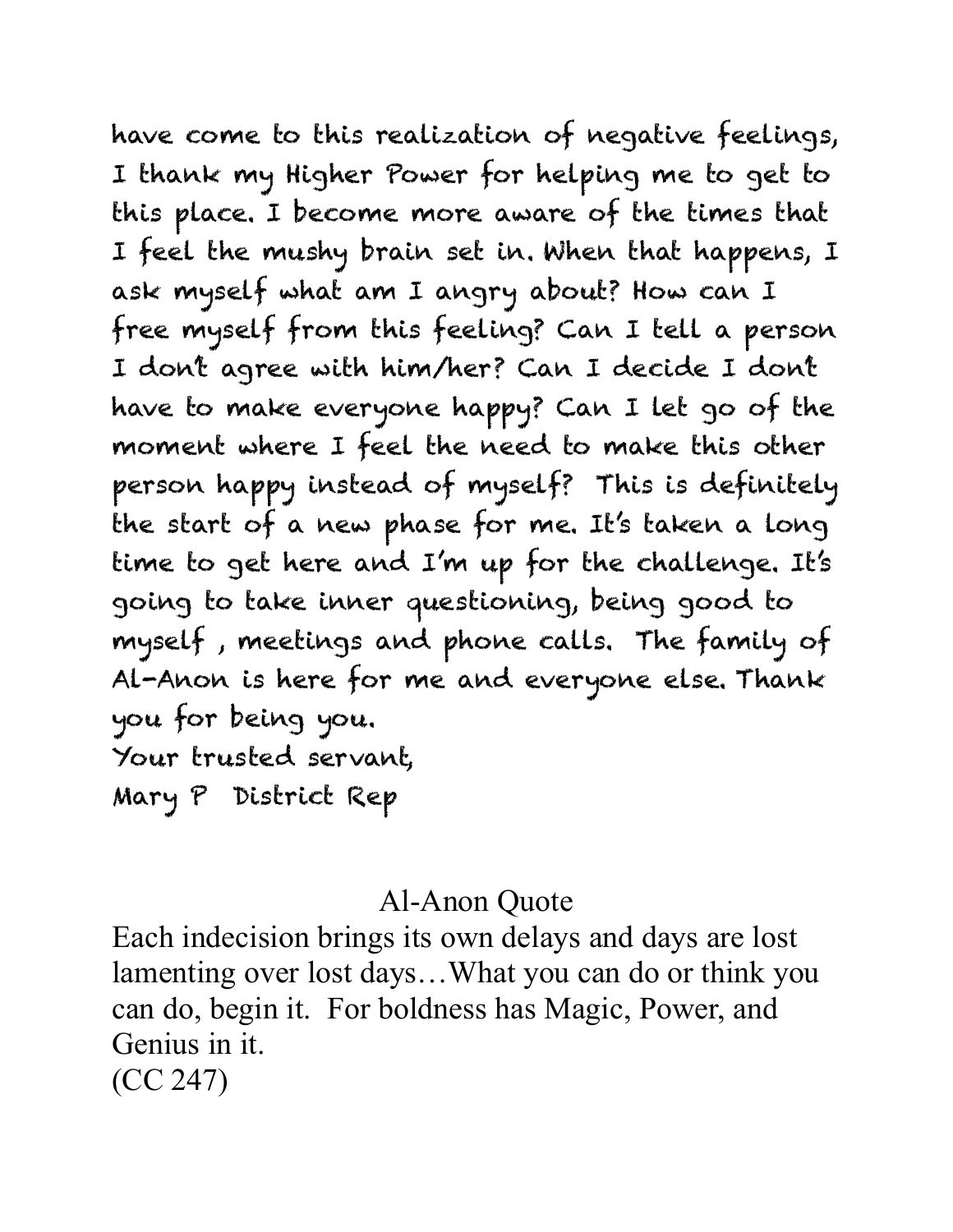have come to this realization of negative feelings, I thank my Higher Power for helping me to get to this place. I become more aware of the times that I feel the mushy brain set in. When that happens, I ask myself what am I angry about? How can I free myself from this feeling? Can I tell a person I don't agree with him/her? Can I decide I don't have to make everyone happy? Can I let go of the moment where I feel the need to make this other person happy instead of myself? This is definitely the start of a new phase for me. It's taken a long time to get here and I'm up for the challenge. It's going to take inner questioning, being good to myself , meetings and phone calls. The family of Al-Anon is here for me and everyone else. Thank you for being you.

Your trusted servant,
Mary P District Rep

## Al-Anon Quote

Each indecision brings its own delays and days are lost lamenting over lost days…What you can do or think you can do, begin it. For boldness has Magic, Power, and Genius in it.
(CC 247)